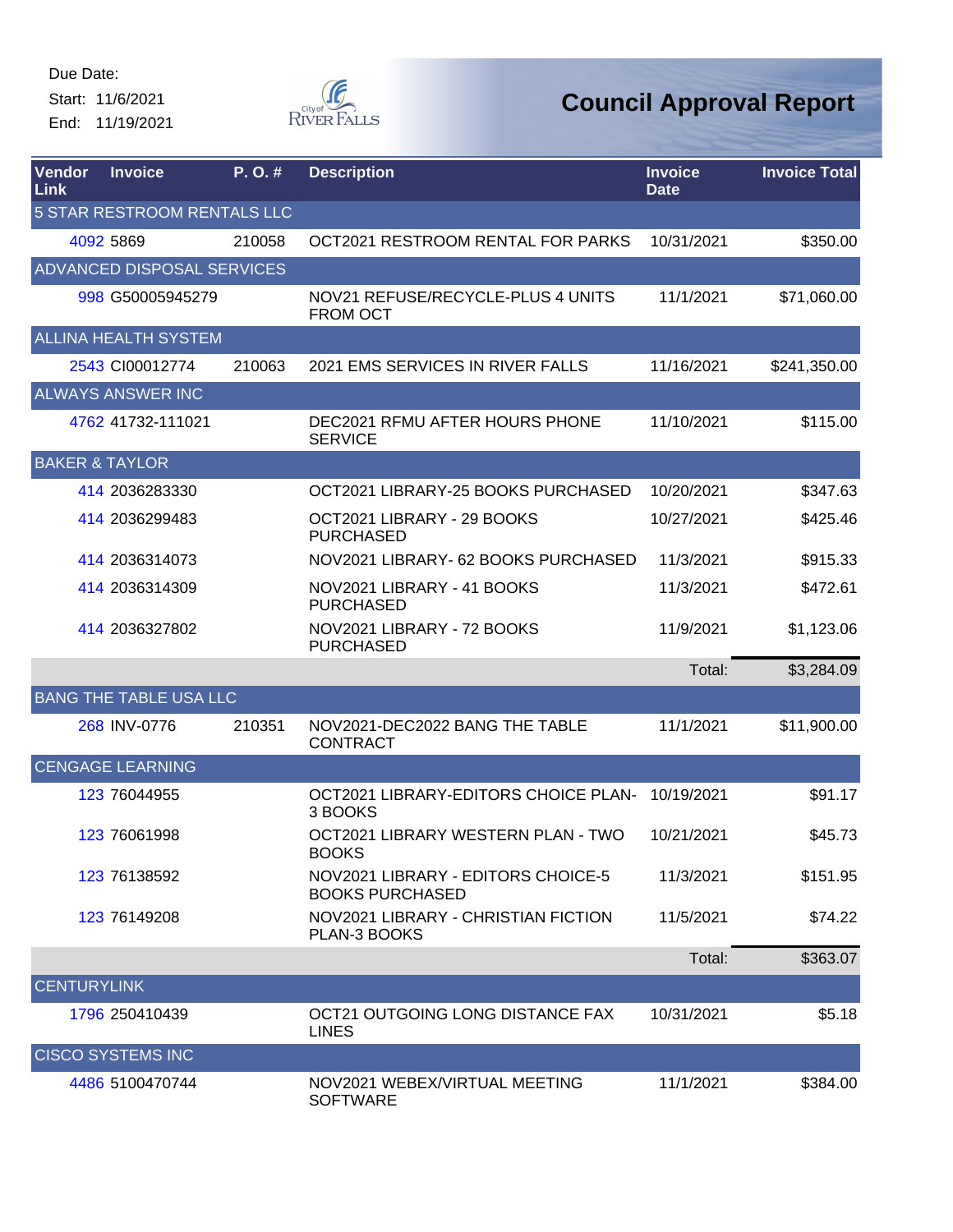Due Date:
Start: 11/6/2021
End: 11/19/2021

City of River Falls

# Council Approval Report

| Vendor Link | Invoice | P. O. # | Description | Invoice Date | Invoice Total |
|---|---|---|---|---|---|
| 5 STAR RESTROOM RENTALS LLC | | | | | |
| 4092 | 5869 | 210058 | OCT2021 RESTROOM RENTAL FOR PARKS | 10/31/2021 | $350.00 |
| ADVANCED DISPOSAL SERVICES | | | | | |
| 998 | G50005945279 | | NOV21 REFUSE/RECYCLE-PLUS 4 UNITS FROM OCT | 11/1/2021 | $71,060.00 |
| ALLINA HEALTH SYSTEM | | | | | |
| 2543 | CI00012774 | 210063 | 2021 EMS SERVICES IN RIVER FALLS | 11/16/2021 | $241,350.00 |
| ALWAYS ANSWER INC | | | | | |
| 4762 | 41732-111021 | | DEC2021 RFMU AFTER HOURS PHONE SERVICE | 11/10/2021 | $115.00 |
| BAKER & TAYLOR | | | | | |
| 414 | 2036283330 | | OCT2021 LIBRARY-25 BOOKS PURCHASED | 10/20/2021 | $347.63 |
| 414 | 2036299483 | | OCT2021 LIBRARY - 29 BOOKS PURCHASED | 10/27/2021 | $425.46 |
| 414 | 2036314073 | | NOV2021 LIBRARY- 62 BOOKS PURCHASED | 11/3/2021 | $915.33 |
| 414 | 2036314309 | | NOV2021 LIBRARY - 41 BOOKS PURCHASED | 11/3/2021 | $472.61 |
| 414 | 2036327802 | | NOV2021 LIBRARY - 72 BOOKS PURCHASED | 11/9/2021 | $1,123.06 |
| | | | | Total: | $3,284.09 |
| BANG THE TABLE USA LLC | | | | | |
| 268 | INV-0776 | 210351 | NOV2021-DEC2022 BANG THE TABLE CONTRACT | 11/1/2021 | $11,900.00 |
| CENGAGE LEARNING | | | | | |
| 123 | 76044955 | | OCT2021 LIBRARY-EDITORS CHOICE PLAN-3 BOOKS | 10/19/2021 | $91.17 |
| 123 | 76061998 | | OCT2021 LIBRARY WESTERN PLAN - TWO BOOKS | 10/21/2021 | $45.73 |
| 123 | 76138592 | | NOV2021 LIBRARY - EDITORS CHOICE-5 BOOKS PURCHASED | 11/3/2021 | $151.95 |
| 123 | 76149208 | | NOV2021 LIBRARY - CHRISTIAN FICTION PLAN-3 BOOKS | 11/5/2021 | $74.22 |
| | | | | Total: | $363.07 |
| CENTURYLINK | | | | | |
| 1796 | 250410439 | | OCT21 OUTGOING LONG DISTANCE FAX LINES | 10/31/2021 | $5.18 |
| CISCO SYSTEMS INC | | | | | |
| 4486 | 5100470744 | | NOV2021 WEBEX/VIRTUAL MEETING SOFTWARE | 11/1/2021 | $384.00 |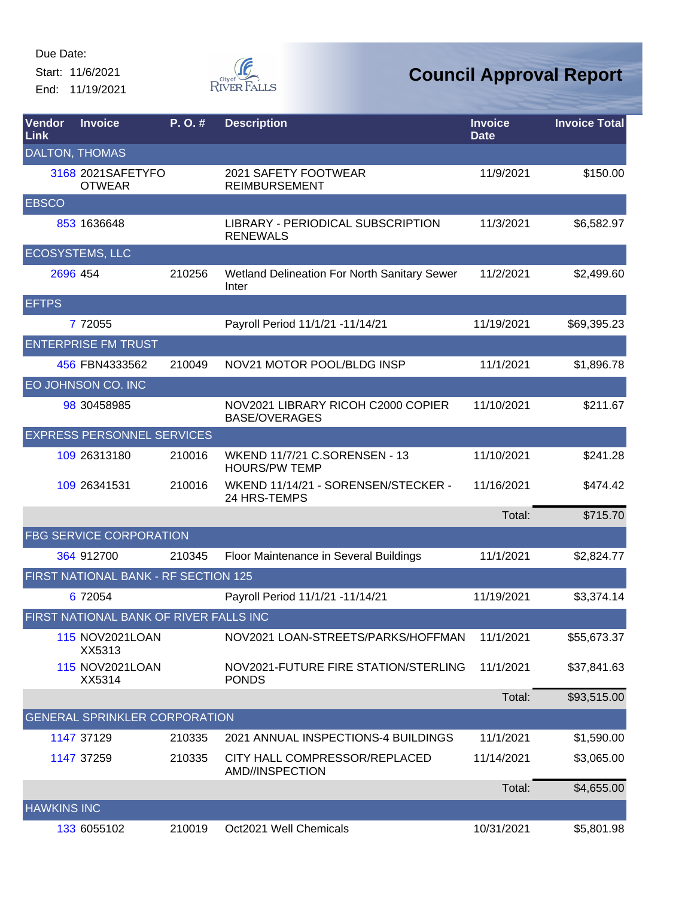Due Date:

Start: 11/6/2021

End: 11/19/2021

# Council Approval Report

| Vendor Link | Invoice | P. O. # | Description | Invoice Date | Invoice Total |
|---|---|---|---|---|---|
| DALTON, THOMAS | | | | | |
| 3168 | 2021SAFETYFOOTWEAR | | 2021 SAFETY FOOTWEAR REIMBURSEMENT | 11/9/2021 | $150.00 |
| EBSCO | | | | | |
| 853 | 1636648 | | LIBRARY - PERIODICAL SUBSCRIPTION RENEWALS | 11/3/2021 | $6,582.97 |
| ECOSYSTEMS, LLC | | | | | |
| 2696 | 454 | 210256 | Wetland Delineation For North Sanitary Sewer Inter | 11/2/2021 | $2,499.60 |
| EFTPS | | | | | |
| 7 | 72055 | | Payroll Period 11/1/21 -11/14/21 | 11/19/2021 | $69,395.23 |
| ENTERPRISE FM TRUST | | | | | |
| 456 | FBN4333562 | 210049 | NOV21 MOTOR POOL/BLDG INSP | 11/1/2021 | $1,896.78 |
| EO JOHNSON CO. INC | | | | | |
| 98 | 30458985 | | NOV2021 LIBRARY RICOH C2000 COPIER BASE/OVERAGES | 11/10/2021 | $211.67 |
| EXPRESS PERSONNEL SERVICES | | | | | |
| 109 | 26313180 | 210016 | WKEND 11/7/21 C.SORENSEN - 13 HOURS/PW TEMP | 11/10/2021 | $241.28 |
| 109 | 26341531 | 210016 | WKEND 11/14/21 - SORENSEN/STECKER - 24 HRS-TEMPS | 11/16/2021 | $474.42 |
| | | | | Total: | $715.70 |
| FBG SERVICE CORPORATION | | | | | |
| 364 | 912700 | 210345 | Floor Maintenance in Several Buildings | 11/1/2021 | $2,824.77 |
| FIRST NATIONAL BANK - RF SECTION 125 | | | | | |
| 6 | 72054 | | Payroll Period 11/1/21 -11/14/21 | 11/19/2021 | $3,374.14 |
| FIRST NATIONAL BANK OF RIVER FALLS INC | | | | | |
| 115 | NOV2021LOANXX5313 | | NOV2021 LOAN-STREETS/PARKS/HOFFMAN | 11/1/2021 | $55,673.37 |
| 115 | NOV2021LOANXX5314 | | NOV2021-FUTURE FIRE STATION/STERLING PONDS | 11/1/2021 | $37,841.63 |
| | | | | Total: | $93,515.00 |
| GENERAL SPRINKLER CORPORATION | | | | | |
| 1147 | 37129 | 210335 | 2021 ANNUAL INSPECTIONS-4 BUILDINGS | 11/1/2021 | $1,590.00 |
| 1147 | 37259 | 210335 | CITY HALL COMPRESSOR/REPLACED AMD//INSPECTION | 11/14/2021 | $3,065.00 |
| | | | | Total: | $4,655.00 |
| HAWKINS INC | | | | | |
| 133 | 6055102 | 210019 | Oct2021 Well Chemicals | 10/31/2021 | $5,801.98 |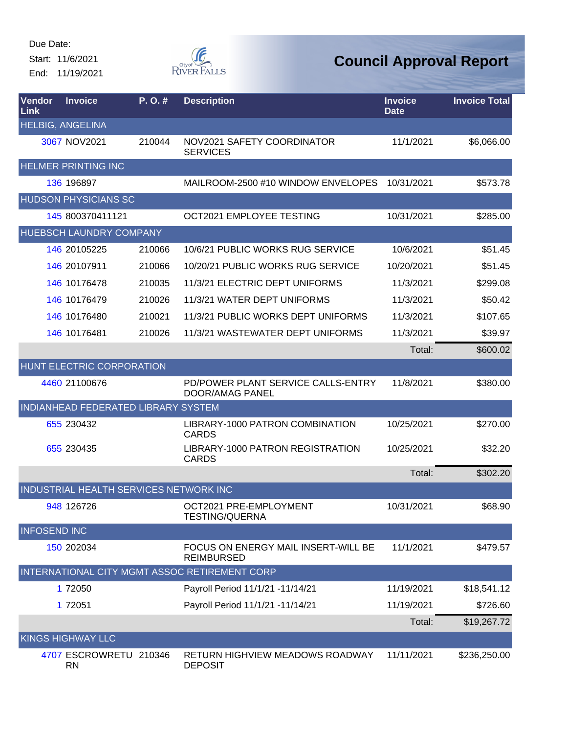Due Date:
Start: 11/6/2021
End: 11/19/2021

City of River Falls

# Council Approval Report

| Vendor Link | Invoice | P. O. # | Description | Invoice Date | Invoice Total |
|---|---|---|---|---|---|
| HELBIG, ANGELINA | | | | | |
| 3067 | NOV2021 | 210044 | NOV2021 SAFETY COORDINATOR SERVICES | 11/1/2021 | $6,066.00 |
| HELMER PRINTING INC | | | | | |
| 136 | 196897 | | MAILROOM-2500 #10 WINDOW ENVELOPES | 10/31/2021 | $573.78 |
| HUDSON PHYSICIANS SC | | | | | |
| 145 | 800370411121 | | OCT2021 EMPLOYEE TESTING | 10/31/2021 | $285.00 |
| HUEBSCH LAUNDRY COMPANY | | | | | |
| 146 | 20105225 | 210066 | 10/6/21 PUBLIC WORKS RUG SERVICE | 10/6/2021 | $51.45 |
| 146 | 20107911 | 210066 | 10/20/21 PUBLIC WORKS RUG SERVICE | 10/20/2021 | $51.45 |
| 146 | 10176478 | 210035 | 11/3/21 ELECTRIC DEPT UNIFORMS | 11/3/2021 | $299.08 |
| 146 | 10176479 | 210026 | 11/3/21 WATER DEPT UNIFORMS | 11/3/2021 | $50.42 |
| 146 | 10176480 | 210021 | 11/3/21 PUBLIC WORKS DEPT UNIFORMS | 11/3/2021 | $107.65 |
| 146 | 10176481 | 210026 | 11/3/21 WASTEWATER DEPT UNIFORMS | 11/3/2021 | $39.97 |
| | | | | Total: | $600.02 |
| HUNT ELECTRIC CORPORATION | | | | | |
| 4460 | 21100676 | | PD/POWER PLANT SERVICE CALLS-ENTRY DOOR/AMAG PANEL | 11/8/2021 | $380.00 |
| INDIANHEAD FEDERATED LIBRARY SYSTEM | | | | | |
| 655 | 230432 | | LIBRARY-1000 PATRON COMBINATION CARDS | 10/25/2021 | $270.00 |
| 655 | 230435 | | LIBRARY-1000 PATRON REGISTRATION CARDS | 10/25/2021 | $32.20 |
| | | | | Total: | $302.20 |
| INDUSTRIAL HEALTH SERVICES NETWORK INC | | | | | |
| 948 | 126726 | | OCT2021 PRE-EMPLOYMENT TESTING/QUERNA | 10/31/2021 | $68.90 |
| INFOSEND INC | | | | | |
| 150 | 202034 | | FOCUS ON ENERGY MAIL INSERT-WILL BE REIMBURSED | 11/1/2021 | $479.57 |
| INTERNATIONAL CITY MGMT ASSOC RETIREMENT CORP | | | | | |
| 1 | 72050 | | Payroll Period 11/1/21 -11/14/21 | 11/19/2021 | $18,541.12 |
| 1 | 72051 | | Payroll Period 11/1/21 -11/14/21 | 11/19/2021 | $726.60 |
| | | | | Total: | $19,267.72 |
| KINGS HIGHWAY LLC | | | | | |
| 4707 | ESCROWRETURN | 210346 | RETURN HIGHVIEW MEADOWS ROADWAY DEPOSIT | 11/11/2021 | $236,250.00 |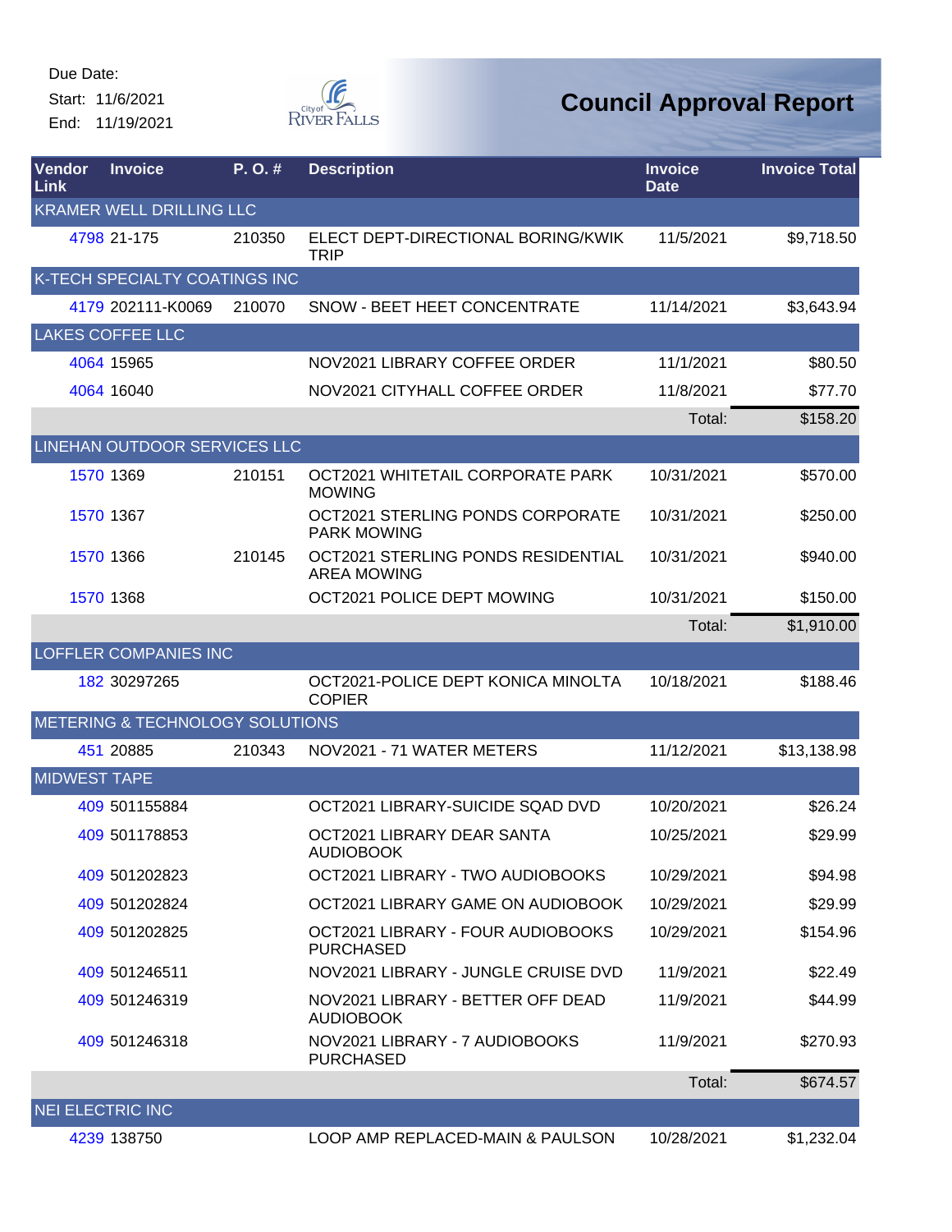Due Date:
Start: 11/6/2021
End: 11/19/2021

# Council Approval Report

| Vendor Link | Invoice | P. O. # | Description | Invoice Date | Invoice Total |
|---|---|---|---|---|---|
| KRAMER WELL DRILLING LLC | | | | | |
| 4798 | 21-175 | 210350 | ELECT DEPT-DIRECTIONAL BORING/KWIK TRIP | 11/5/2021 | $9,718.50 |
| K-TECH SPECIALTY COATINGS INC | | | | | |
| 4179 | 202111-K0069 | 210070 | SNOW - BEET HEET CONCENTRATE | 11/14/2021 | $3,643.94 |
| LAKES COFFEE LLC | | | | | |
| 4064 | 15965 | | NOV2021 LIBRARY COFFEE ORDER | 11/1/2021 | $80.50 |
| 4064 | 16040 | | NOV2021 CITYHALL COFFEE ORDER | 11/8/2021 | $77.70 |
| | | | | Total: | $158.20 |
| LINEHAN OUTDOOR SERVICES LLC | | | | | |
| 1570 | 1369 | 210151 | OCT2021 WHITETAIL CORPORATE PARK MOWING | 10/31/2021 | $570.00 |
| 1570 | 1367 | | OCT2021 STERLING PONDS CORPORATE PARK MOWING | 10/31/2021 | $250.00 |
| 1570 | 1366 | 210145 | OCT2021 STERLING PONDS RESIDENTIAL AREA MOWING | 10/31/2021 | $940.00 |
| 1570 | 1368 | | OCT2021 POLICE DEPT MOWING | 10/31/2021 | $150.00 |
| | | | | Total: | $1,910.00 |
| LOFFLER COMPANIES INC | | | | | |
| 182 | 30297265 | | OCT2021-POLICE DEPT KONICA MINOLTA COPIER | 10/18/2021 | $188.46 |
| METERING & TECHNOLOGY SOLUTIONS | | | | | |
| 451 | 20885 | 210343 | NOV2021 - 71 WATER METERS | 11/12/2021 | $13,138.98 |
| MIDWEST TAPE | | | | | |
| 409 | 501155884 | | OCT2021 LIBRARY-SUICIDE SQAD DVD | 10/20/2021 | $26.24 |
| 409 | 501178853 | | OCT2021 LIBRARY DEAR SANTA AUDIOBOOK | 10/25/2021 | $29.99 |
| 409 | 501202823 | | OCT2021 LIBRARY - TWO AUDIOBOOKS | 10/29/2021 | $94.98 |
| 409 | 501202824 | | OCT2021 LIBRARY GAME ON AUDIOBOOK | 10/29/2021 | $29.99 |
| 409 | 501202825 | | OCT2021 LIBRARY - FOUR AUDIOBOOKS PURCHASED | 10/29/2021 | $154.96 |
| 409 | 501246511 | | NOV2021 LIBRARY - JUNGLE CRUISE DVD | 11/9/2021 | $22.49 |
| 409 | 501246319 | | NOV2021 LIBRARY - BETTER OFF DEAD AUDIOBOOK | 11/9/2021 | $44.99 |
| 409 | 501246318 | | NOV2021 LIBRARY - 7 AUDIOBOOKS PURCHASED | 11/9/2021 | $270.93 |
| | | | | Total: | $674.57 |
| NEI ELECTRIC INC | | | | | |
| 4239 | 138750 | | LOOP AMP REPLACED-MAIN & PAULSON | 10/28/2021 | $1,232.04 |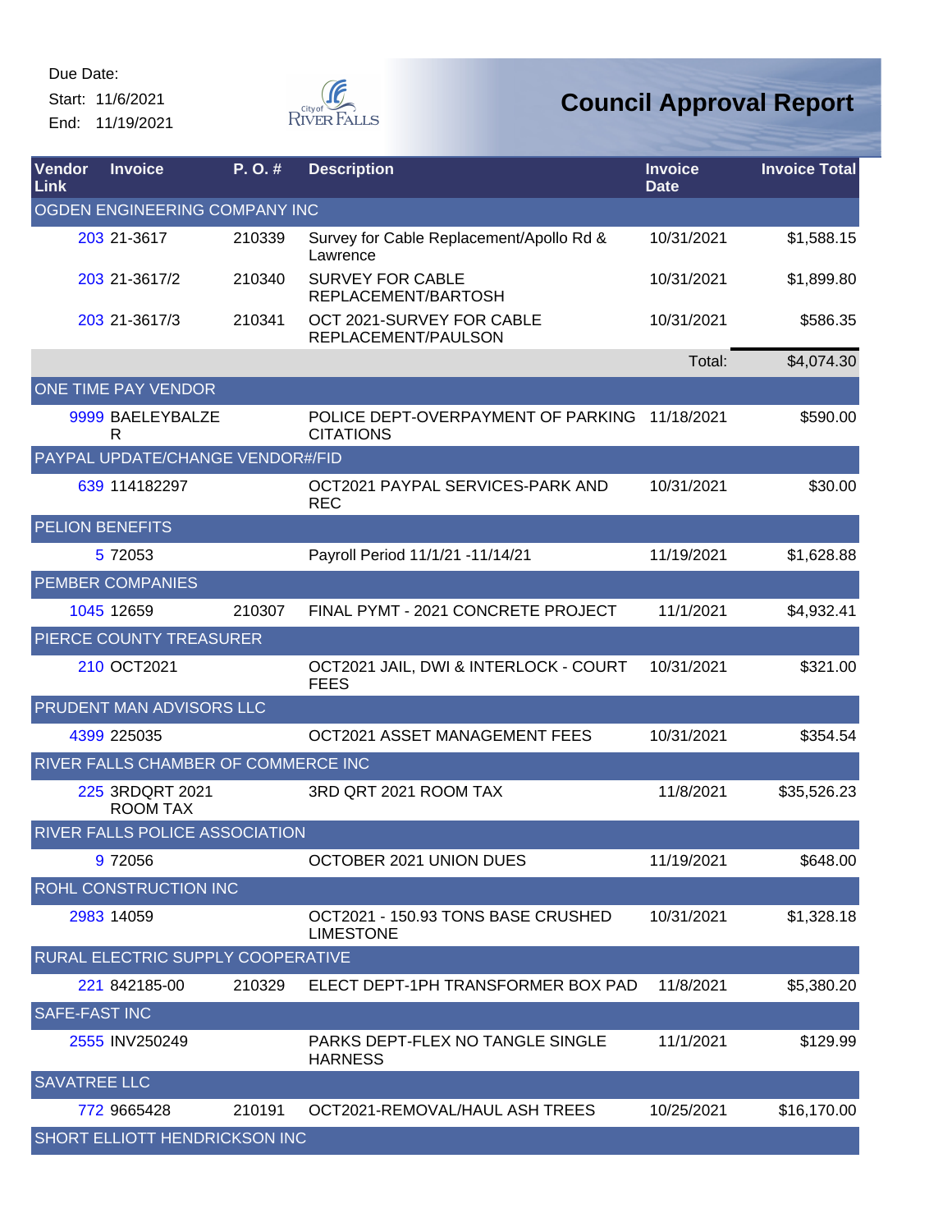Due Date:
Start: 11/6/2021
End: 11/19/2021

# Council Approval Report

| Vendor Link | Invoice | P. O. # | Description | Invoice Date | Invoice Total |
|---|---|---|---|---|---|
| OGDEN ENGINEERING COMPANY INC | | | | | |
| 203 | 21-3617 | 210339 | Survey for Cable Replacement/Apollo Rd & Lawrence | 10/31/2021 | $1,588.15 |
| 203 | 21-3617/2 | 210340 | SURVEY FOR CABLE REPLACEMENT/BARTOSH | 10/31/2021 | $1,899.80 |
| 203 | 21-3617/3 | 210341 | OCT 2021-SURVEY FOR CABLE REPLACEMENT/PAULSON | 10/31/2021 | $586.35 |
| | | | | Total: | $4,074.30 |
| ONE TIME PAY VENDOR | | | | | |
| 9999 | BAELEYBALZER | | POLICE DEPT-OVERPAYMENT OF PARKING CITATIONS | 11/18/2021 | $590.00 |
| PAYPAL UPDATE/CHANGE VENDOR#/FID | | | | | |
| 639 | 114182297 | | OCT2021 PAYPAL SERVICES-PARK AND REC | 10/31/2021 | $30.00 |
| PELION BENEFITS | | | | | |
| 5 | 72053 | | Payroll Period 11/1/21 -11/14/21 | 11/19/2021 | $1,628.88 |
| PEMBER COMPANIES | | | | | |
| 1045 | 12659 | 210307 | FINAL PYMT - 2021 CONCRETE PROJECT | 11/1/2021 | $4,932.41 |
| PIERCE COUNTY TREASURER | | | | | |
| 210 | OCT2021 | | OCT2021 JAIL, DWI & INTERLOCK - COURT FEES | 10/31/2021 | $321.00 |
| PRUDENT MAN ADVISORS LLC | | | | | |
| 4399 | 225035 | | OCT2021 ASSET MANAGEMENT FEES | 10/31/2021 | $354.54 |
| RIVER FALLS CHAMBER OF COMMERCE INC | | | | | |
| 225 | 3RDQRT 2021 ROOM TAX | | 3RD QRT 2021 ROOM TAX | 11/8/2021 | $35,526.23 |
| RIVER FALLS POLICE ASSOCIATION | | | | | |
| 9 | 72056 | | OCTOBER 2021 UNION DUES | 11/19/2021 | $648.00 |
| ROHL CONSTRUCTION INC | | | | | |
| 2983 | 14059 | | OCT2021 - 150.93 TONS BASE CRUSHED LIMESTONE | 10/31/2021 | $1,328.18 |
| RURAL ELECTRIC SUPPLY COOPERATIVE | | | | | |
| 221 | 842185-00 | 210329 | ELECT DEPT-1PH TRANSFORMER BOX PAD | 11/8/2021 | $5,380.20 |
| SAFE-FAST INC | | | | | |
| 2555 | INV250249 | | PARKS DEPT-FLEX NO TANGLE SINGLE HARNESS | 11/1/2021 | $129.99 |
| SAVATREE LLC | | | | | |
| 772 | 9665428 | 210191 | OCT2021-REMOVAL/HAUL ASH TREES | 10/25/2021 | $16,170.00 |
| SHORT ELLIOTT HENDRICKSON INC | | | | | |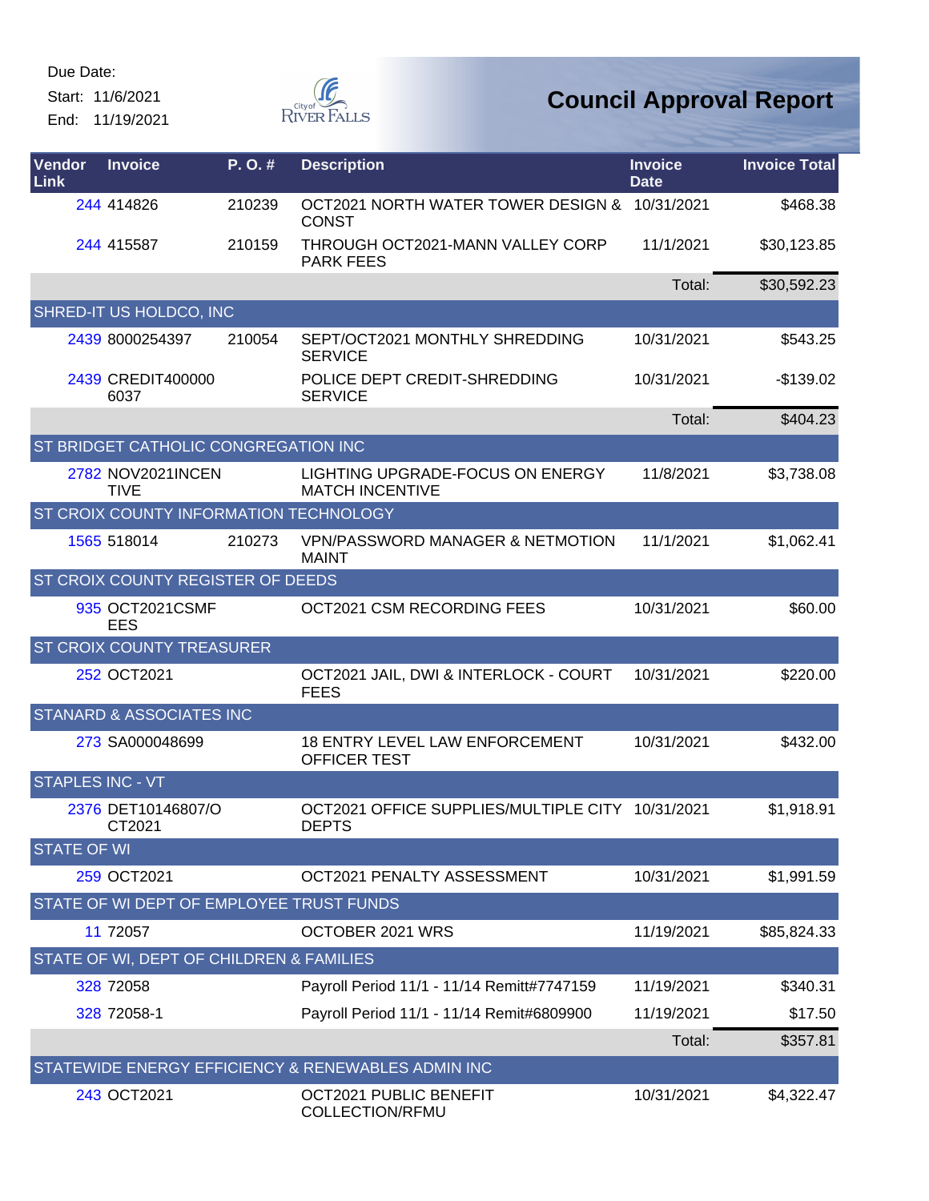Due Date:
Start: 11/6/2021
End: 11/19/2021

# Council Approval Report

| Vendor Link | Invoice | P. O. # | Description | Invoice Date | Invoice Total |
|---|---|---|---|---|---|
| 244 | 414826 | 210239 | OCT2021 NORTH WATER TOWER DESIGN & CONST | 10/31/2021 | $468.38 |
| 244 | 415587 | 210159 | THROUGH OCT2021-MANN VALLEY CORP PARK FEES | 11/1/2021 | $30,123.85 |
| | | | | Total: | $30,592.23 |
| SHRED-IT US HOLDCO, INC | | | | | |
| 2439 | 8000254397 | 210054 | SEPT/OCT2021 MONTHLY SHREDDING SERVICE | 10/31/2021 | $543.25 |
| 2439 | CREDIT4000006037 | | POLICE DEPT CREDIT-SHREDDING SERVICE | 10/31/2021 | -$139.02 |
| | | | | Total: | $404.23 |
| ST BRIDGET CATHOLIC CONGREGATION INC | | | | | |
| 2782 | NOV2021INCENTIVE | | LIGHTING UPGRADE-FOCUS ON ENERGY MATCH INCENTIVE | 11/8/2021 | $3,738.08 |
| ST CROIX COUNTY INFORMATION TECHNOLOGY | | | | | |
| 1565 | 518014 | 210273 | VPN/PASSWORD MANAGER & NETMOTION MAINT | 11/1/2021 | $1,062.41 |
| ST CROIX COUNTY REGISTER OF DEEDS | | | | | |
| 935 | OCT2021CSMFEES | | OCT2021 CSM RECORDING FEES | 10/31/2021 | $60.00 |
| ST CROIX COUNTY TREASURER | | | | | |
| 252 | OCT2021 | | OCT2021 JAIL, DWI & INTERLOCK - COURT FEES | 10/31/2021 | $220.00 |
| STANARD & ASSOCIATES INC | | | | | |
| 273 | SA000048699 | | 18 ENTRY LEVEL LAW ENFORCEMENT OFFICER TEST | 10/31/2021 | $432.00 |
| STAPLES INC - VT | | | | | |
| 2376 | DET10146807/OCT2021 | | OCT2021 OFFICE SUPPLIES/MULTIPLE CITY DEPTS | 10/31/2021 | $1,918.91 |
| STATE OF WI | | | | | |
| 259 | OCT2021 | | OCT2021 PENALTY ASSESSMENT | 10/31/2021 | $1,991.59 |
| STATE OF WI DEPT OF EMPLOYEE TRUST FUNDS | | | | | |
| 11 | 72057 | | OCTOBER 2021 WRS | 11/19/2021 | $85,824.33 |
| STATE OF WI, DEPT OF CHILDREN & FAMILIES | | | | | |
| 328 | 72058 | | Payroll Period 11/1 - 11/14 Remitt#7747159 | 11/19/2021 | $340.31 |
| 328 | 72058-1 | | Payroll Period 11/1 - 11/14 Remit#6809900 | 11/19/2021 | $17.50 |
| | | | | Total: | $357.81 |
| STATEWIDE ENERGY EFFICIENCY & RENEWABLES ADMIN INC | | | | | |
| 243 | OCT2021 | | OCT2021 PUBLIC BENEFIT COLLECTION/RFMU | 10/31/2021 | $4,322.47 |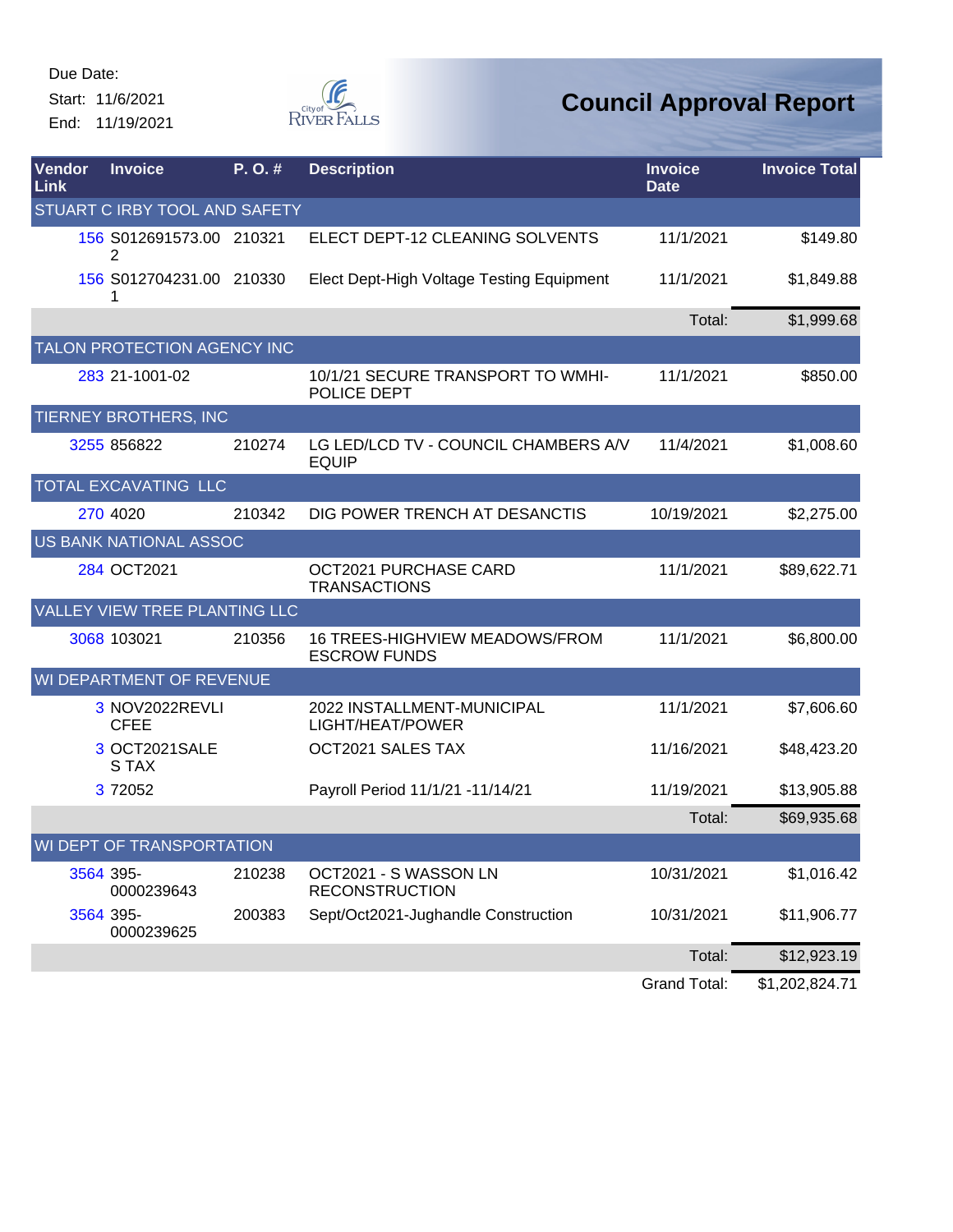Due Date:
Start: 11/6/2021
End: 11/19/2021

# Council Approval Report

| Vendor Link | Invoice | P. O. # | Description | Invoice Date | Invoice Total |
|---|---|---|---|---|---|
| STUART C IRBY TOOL AND SAFETY | | | | | |
| 156 | S012691573.002 | 210321 | ELECT DEPT-12 CLEANING SOLVENTS | 11/1/2021 | $149.80 |
| 156 | S012704231.001 | 210330 | Elect Dept-High Voltage Testing Equipment | 11/1/2021 | $1,849.88 |
| | | | | Total: | $1,999.68 |
| TALON PROTECTION AGENCY INC | | | | | |
| 283 | 21-1001-02 | | 10/1/21 SECURE TRANSPORT TO WMHI-POLICE DEPT | 11/1/2021 | $850.00 |
| TIERNEY BROTHERS, INC | | | | | |
| 3255 | 856822 | 210274 | LG LED/LCD TV - COUNCIL CHAMBERS A/V EQUIP | 11/4/2021 | $1,008.60 |
| TOTAL EXCAVATING LLC | | | | | |
| 270 | 4020 | 210342 | DIG POWER TRENCH AT DESANCTIS | 10/19/2021 | $2,275.00 |
| US BANK NATIONAL ASSOC | | | | | |
| 284 | OCT2021 | | OCT2021 PURCHASE CARD TRANSACTIONS | 11/1/2021 | $89,622.71 |
| VALLEY VIEW TREE PLANTING LLC | | | | | |
| 3068 | 103021 | 210356 | 16 TREES-HIGHVIEW MEADOWS/FROM ESCROW FUNDS | 11/1/2021 | $6,800.00 |
| WI DEPARTMENT OF REVENUE | | | | | |
| 3 | NOV2022REVLICFEE | | 2022 INSTALLMENT-MUNICIPAL LIGHT/HEAT/POWER | 11/1/2021 | $7,606.60 |
| 3 | OCT2021SALES TAX | | OCT2021 SALES TAX | 11/16/2021 | $48,423.20 |
| 3 | 72052 | | Payroll Period 11/1/21 -11/14/21 | 11/19/2021 | $13,905.88 |
| | | | | Total: | $69,935.68 |
| WI DEPT OF TRANSPORTATION | | | | | |
| 3564 | 395-0000239643 | 210238 | OCT2021 - S WASSON LN RECONSTRUCTION | 10/31/2021 | $1,016.42 |
| 3564 | 395-0000239625 | 200383 | Sept/Oct2021-Jughandle Construction | 10/31/2021 | $11,906.77 |
| | | | | Total: | $12,923.19 |
| | | | | Grand Total: | $1,202,824.71 |